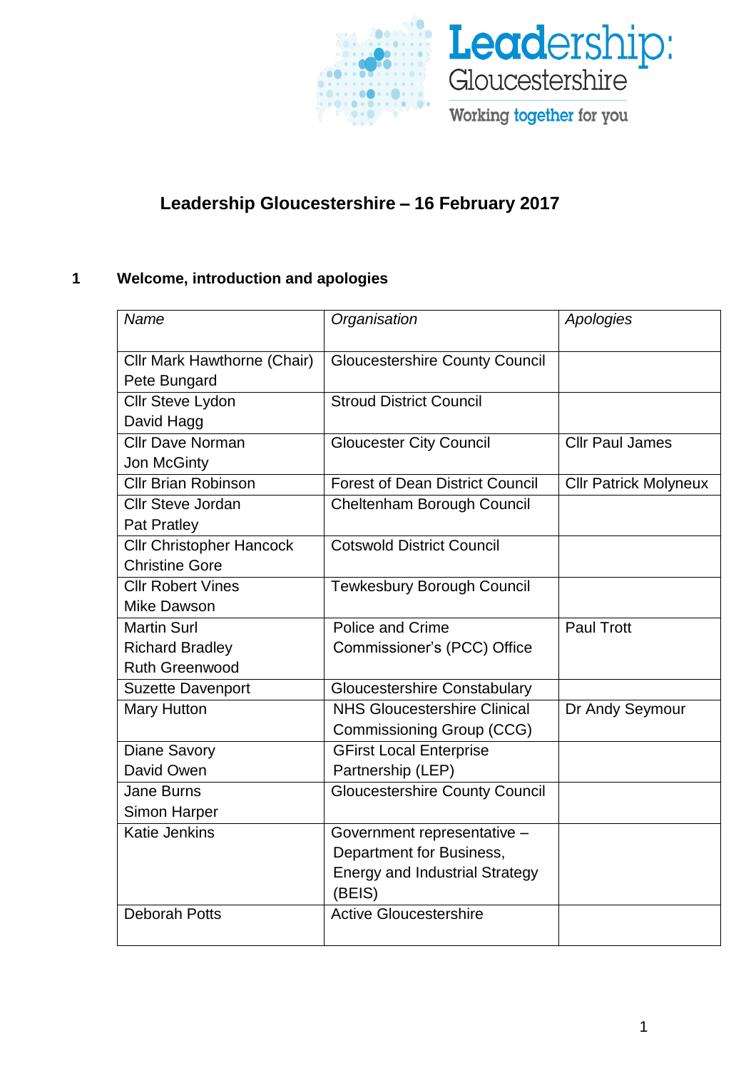# Leadership Gloucestershire – 16 February 2017

## 1 Welcome, introduction and apologies

| *Name* | *Organisation* | *Apologies* |
|---|---|---|
| Cllr Mark Hawthorne (Chair)<br>Pete Bungard | Gloucestershire County Council | |
| Cllr Steve Lydon<br>David Hagg | Stroud District Council | |
| Cllr Dave Norman<br>Jon McGinty | Gloucester City Council | Cllr Paul James |
| Cllr Brian Robinson | Forest of Dean District Council | Cllr Patrick Molyneux |
| Cllr Steve Jordan<br>Pat Pratley | Cheltenham Borough Council | |
| Cllr Christopher Hancock<br>Christine Gore | Cotswold District Council | |
| Cllr Robert Vines<br>Mike Dawson | Tewkesbury Borough Council | |
| Martin Surl<br>Richard Bradley<br>Ruth Greenwood | Police and Crime Commissioner's (PCC) Office | Paul Trott |
| Suzette Davenport | Gloucestershire Constabulary | |
| Mary Hutton | NHS Gloucestershire Clinical Commissioning Group (CCG) | Dr Andy Seymour |
| Diane Savory<br>David Owen | GFirst Local Enterprise Partnership (LEP) | |
| Jane Burns<br>Simon Harper | Gloucestershire County Council | |
| Katie Jenkins | Government representative – Department for Business, Energy and Industrial Strategy (BEIS) | |
| Deborah Potts | Active Gloucestershire | |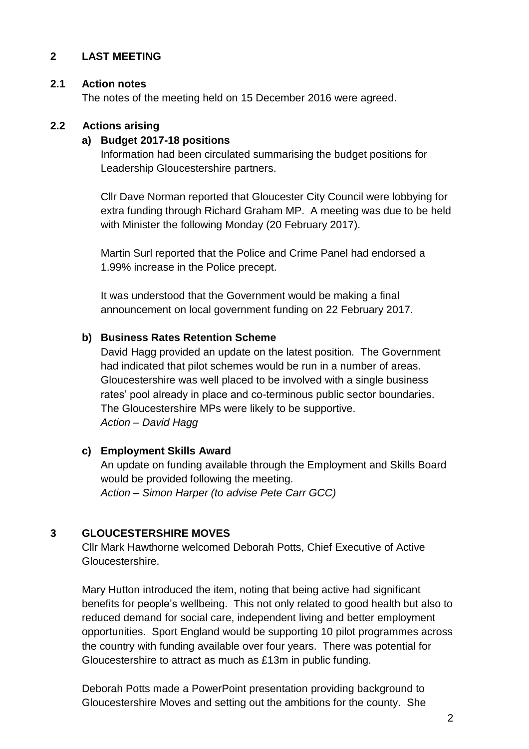## 2 LAST MEETING

### 2.1 Action notes

The notes of the meeting held on 15 December 2016 were agreed.

### 2.2 Actions arising

#### a) Budget 2017-18 positions

Information had been circulated summarising the budget positions for Leadership Gloucestershire partners.

Cllr Dave Norman reported that Gloucester City Council were lobbying for extra funding through Richard Graham MP. A meeting was due to be held with Minister the following Monday (20 February 2017).

Martin Surl reported that the Police and Crime Panel had endorsed a 1.99% increase in the Police precept.

It was understood that the Government would be making a final announcement on local government funding on 22 February 2017.

#### b) Business Rates Retention Scheme

David Hagg provided an update on the latest position. The Government had indicated that pilot schemes would be run in a number of areas. Gloucestershire was well placed to be involved with a single business rates' pool already in place and co-terminous public sector boundaries. The Gloucestershire MPs were likely to be supportive.
*Action – David Hagg*

#### c) Employment Skills Award

An update on funding available through the Employment and Skills Board would be provided following the meeting.
*Action – Simon Harper (to advise Pete Carr GCC)*

## 3 GLOUCESTERSHIRE MOVES

Cllr Mark Hawthorne welcomed Deborah Potts, Chief Executive of Active Gloucestershire.

Mary Hutton introduced the item, noting that being active had significant benefits for people's wellbeing. This not only related to good health but also to reduced demand for social care, independent living and better employment opportunities. Sport England would be supporting 10 pilot programmes across the country with funding available over four years. There was potential for Gloucestershire to attract as much as £13m in public funding.

Deborah Potts made a PowerPoint presentation providing background to Gloucestershire Moves and setting out the ambitions for the county. She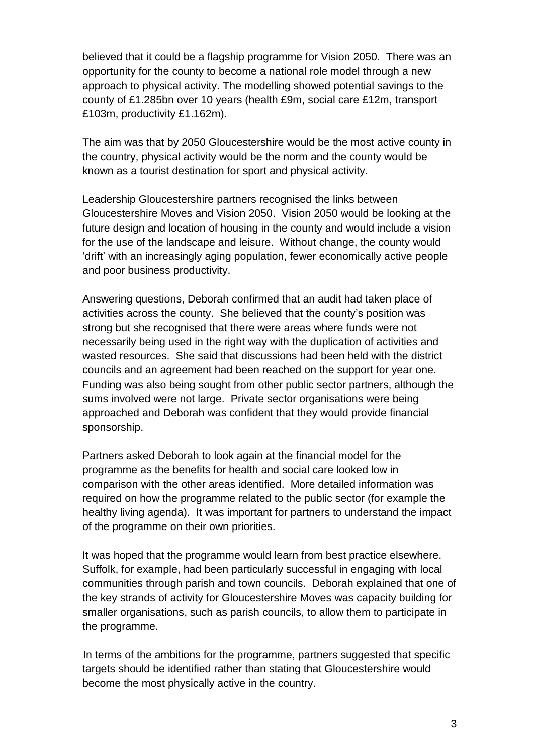believed that it could be a flagship programme for Vision 2050. There was an opportunity for the county to become a national role model through a new approach to physical activity. The modelling showed potential savings to the county of £1.285bn over 10 years (health £9m, social care £12m, transport £103m, productivity £1.162m).

The aim was that by 2050 Gloucestershire would be the most active county in the country, physical activity would be the norm and the county would be known as a tourist destination for sport and physical activity.

Leadership Gloucestershire partners recognised the links between Gloucestershire Moves and Vision 2050. Vision 2050 would be looking at the future design and location of housing in the county and would include a vision for the use of the landscape and leisure. Without change, the county would 'drift' with an increasingly aging population, fewer economically active people and poor business productivity.

Answering questions, Deborah confirmed that an audit had taken place of activities across the county. She believed that the county's position was strong but she recognised that there were areas where funds were not necessarily being used in the right way with the duplication of activities and wasted resources. She said that discussions had been held with the district councils and an agreement had been reached on the support for year one. Funding was also being sought from other public sector partners, although the sums involved were not large. Private sector organisations were being approached and Deborah was confident that they would provide financial sponsorship.

Partners asked Deborah to look again at the financial model for the programme as the benefits for health and social care looked low in comparison with the other areas identified. More detailed information was required on how the programme related to the public sector (for example the healthy living agenda). It was important for partners to understand the impact of the programme on their own priorities.

It was hoped that the programme would learn from best practice elsewhere. Suffolk, for example, had been particularly successful in engaging with local communities through parish and town councils. Deborah explained that one of the key strands of activity for Gloucestershire Moves was capacity building for smaller organisations, such as parish councils, to allow them to participate in the programme.

In terms of the ambitions for the programme, partners suggested that specific targets should be identified rather than stating that Gloucestershire would become the most physically active in the country.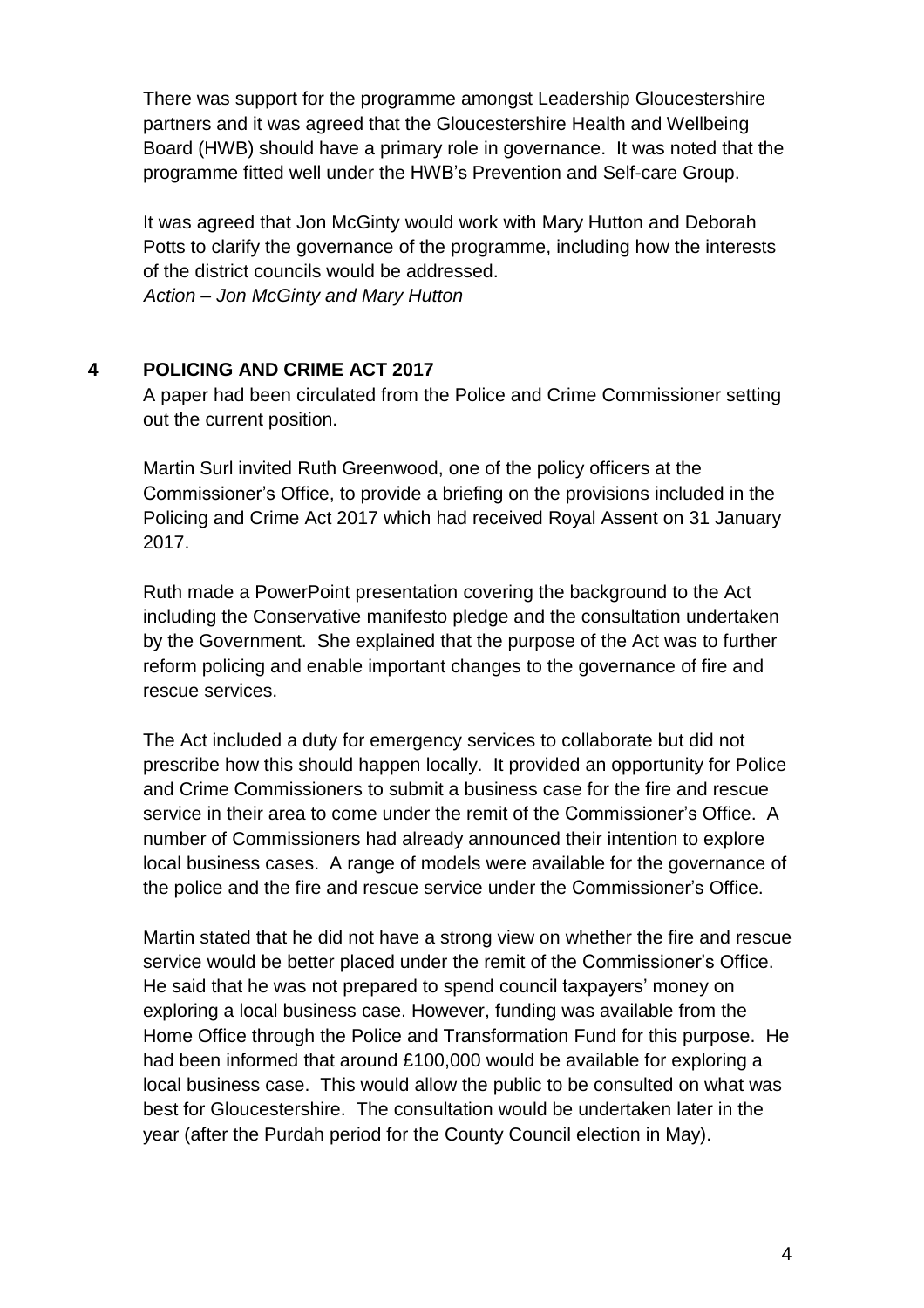There was support for the programme amongst Leadership Gloucestershire partners and it was agreed that the Gloucestershire Health and Wellbeing Board (HWB) should have a primary role in governance. It was noted that the programme fitted well under the HWB's Prevention and Self-care Group.

It was agreed that Jon McGinty would work with Mary Hutton and Deborah Potts to clarify the governance of the programme, including how the interests of the district councils would be addressed.
*Action – Jon McGinty and Mary Hutton*

## 4 POLICING AND CRIME ACT 2017

A paper had been circulated from the Police and Crime Commissioner setting out the current position.

Martin Surl invited Ruth Greenwood, one of the policy officers at the Commissioner's Office, to provide a briefing on the provisions included in the Policing and Crime Act 2017 which had received Royal Assent on 31 January 2017.

Ruth made a PowerPoint presentation covering the background to the Act including the Conservative manifesto pledge and the consultation undertaken by the Government. She explained that the purpose of the Act was to further reform policing and enable important changes to the governance of fire and rescue services.

The Act included a duty for emergency services to collaborate but did not prescribe how this should happen locally. It provided an opportunity for Police and Crime Commissioners to submit a business case for the fire and rescue service in their area to come under the remit of the Commissioner's Office. A number of Commissioners had already announced their intention to explore local business cases. A range of models were available for the governance of the police and the fire and rescue service under the Commissioner's Office.

Martin stated that he did not have a strong view on whether the fire and rescue service would be better placed under the remit of the Commissioner's Office. He said that he was not prepared to spend council taxpayers' money on exploring a local business case. However, funding was available from the Home Office through the Police and Transformation Fund for this purpose. He had been informed that around £100,000 would be available for exploring a local business case. This would allow the public to be consulted on what was best for Gloucestershire. The consultation would be undertaken later in the year (after the Purdah period for the County Council election in May).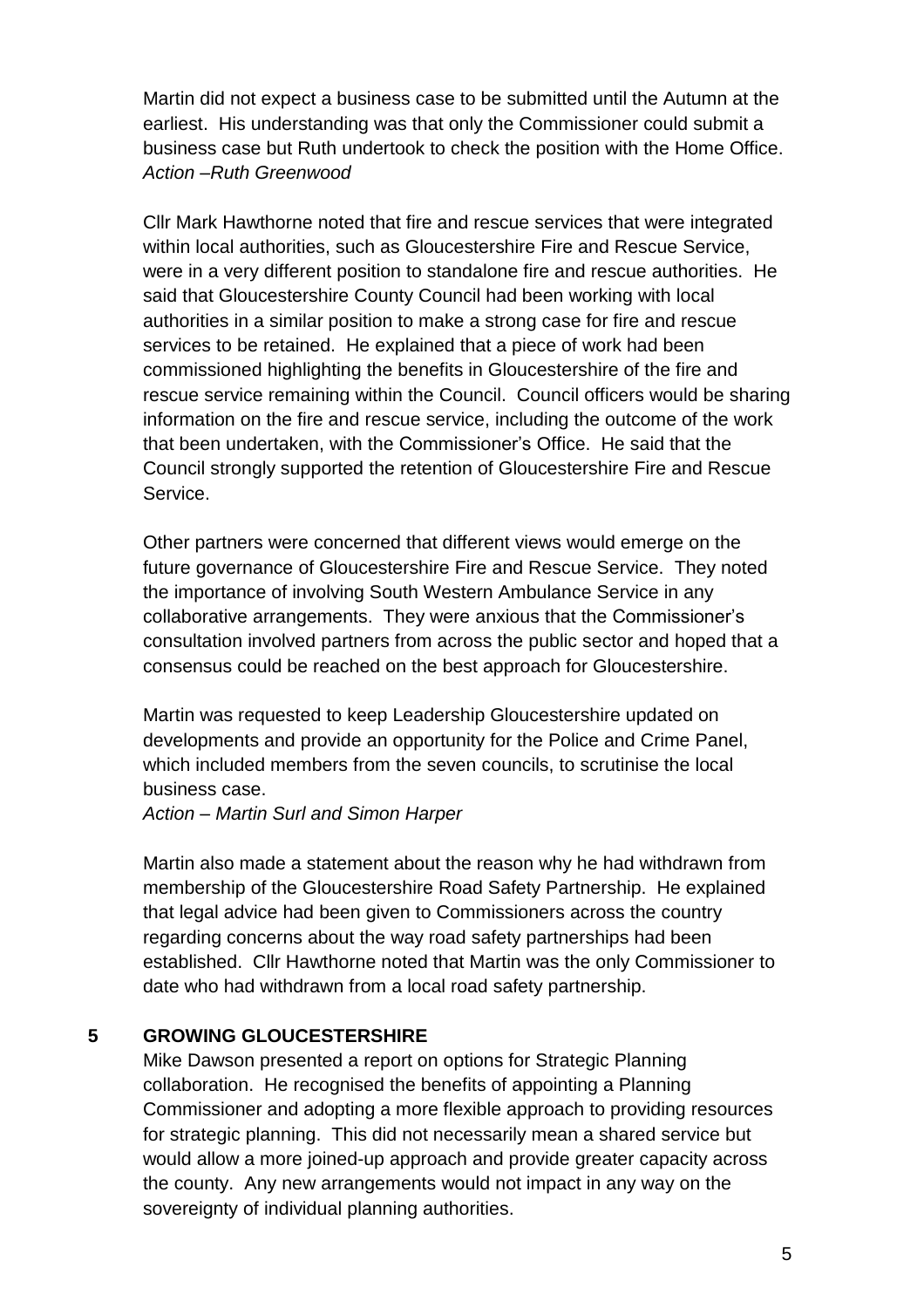Martin did not expect a business case to be submitted until the Autumn at the earliest. His understanding was that only the Commissioner could submit a business case but Ruth undertook to check the position with the Home Office.
*Action –Ruth Greenwood*

Cllr Mark Hawthorne noted that fire and rescue services that were integrated within local authorities, such as Gloucestershire Fire and Rescue Service, were in a very different position to standalone fire and rescue authorities. He said that Gloucestershire County Council had been working with local authorities in a similar position to make a strong case for fire and rescue services to be retained. He explained that a piece of work had been commissioned highlighting the benefits in Gloucestershire of the fire and rescue service remaining within the Council. Council officers would be sharing information on the fire and rescue service, including the outcome of the work that been undertaken, with the Commissioner's Office. He said that the Council strongly supported the retention of Gloucestershire Fire and Rescue Service.

Other partners were concerned that different views would emerge on the future governance of Gloucestershire Fire and Rescue Service. They noted the importance of involving South Western Ambulance Service in any collaborative arrangements. They were anxious that the Commissioner's consultation involved partners from across the public sector and hoped that a consensus could be reached on the best approach for Gloucestershire.

Martin was requested to keep Leadership Gloucestershire updated on developments and provide an opportunity for the Police and Crime Panel, which included members from the seven councils, to scrutinise the local business case.
*Action – Martin Surl and Simon Harper*

Martin also made a statement about the reason why he had withdrawn from membership of the Gloucestershire Road Safety Partnership. He explained that legal advice had been given to Commissioners across the country regarding concerns about the way road safety partnerships had been established. Cllr Hawthorne noted that Martin was the only Commissioner to date who had withdrawn from a local road safety partnership.

## 5 GROWING GLOUCESTERSHIRE

Mike Dawson presented a report on options for Strategic Planning collaboration. He recognised the benefits of appointing a Planning Commissioner and adopting a more flexible approach to providing resources for strategic planning. This did not necessarily mean a shared service but would allow a more joined-up approach and provide greater capacity across the county. Any new arrangements would not impact in any way on the sovereignty of individual planning authorities.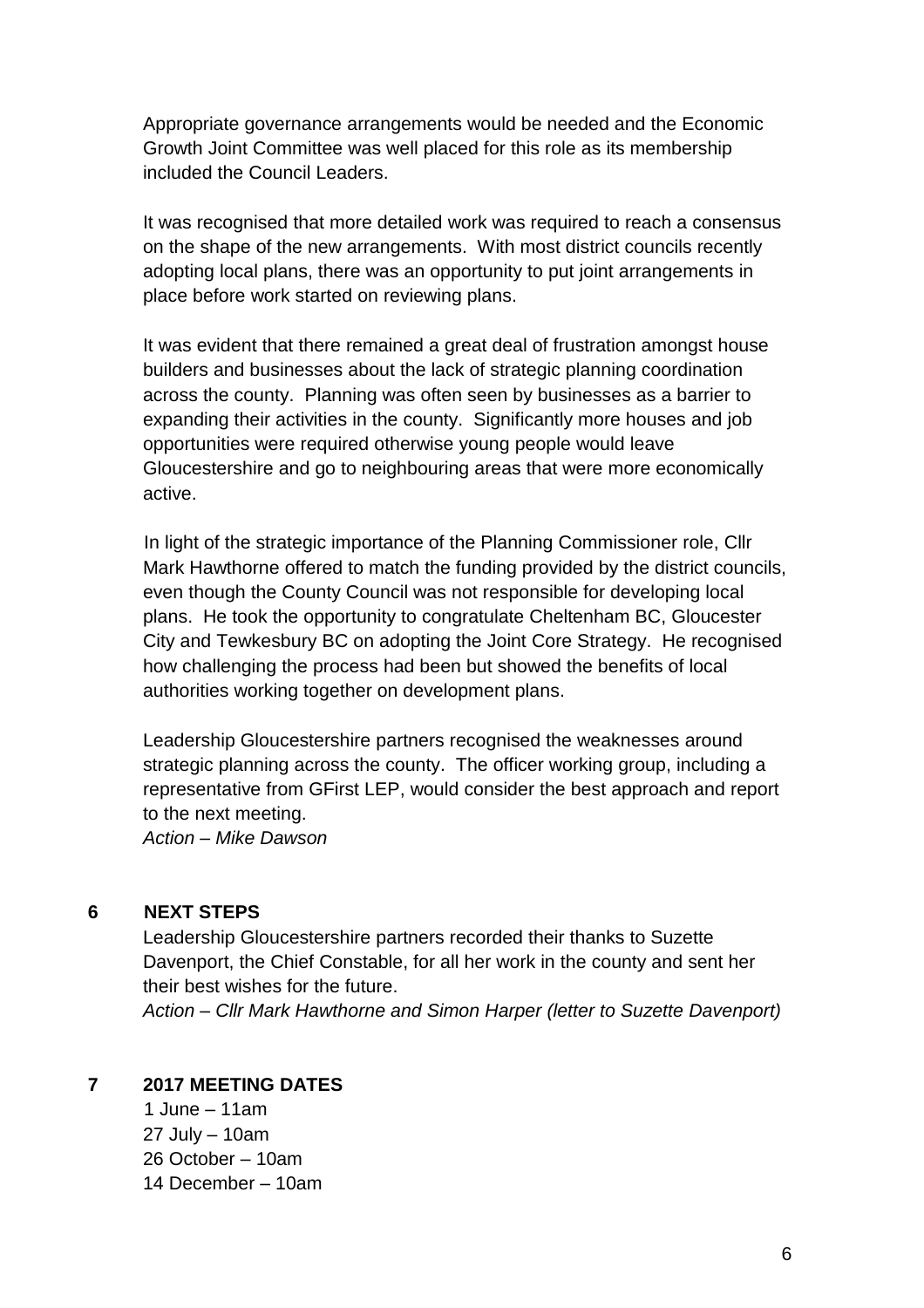Appropriate governance arrangements would be needed and the Economic Growth Joint Committee was well placed for this role as its membership included the Council Leaders.

It was recognised that more detailed work was required to reach a consensus on the shape of the new arrangements. With most district councils recently adopting local plans, there was an opportunity to put joint arrangements in place before work started on reviewing plans.

It was evident that there remained a great deal of frustration amongst house builders and businesses about the lack of strategic planning coordination across the county. Planning was often seen by businesses as a barrier to expanding their activities in the county. Significantly more houses and job opportunities were required otherwise young people would leave Gloucestershire and go to neighbouring areas that were more economically active.

In light of the strategic importance of the Planning Commissioner role, Cllr Mark Hawthorne offered to match the funding provided by the district councils, even though the County Council was not responsible for developing local plans. He took the opportunity to congratulate Cheltenham BC, Gloucester City and Tewkesbury BC on adopting the Joint Core Strategy. He recognised how challenging the process had been but showed the benefits of local authorities working together on development plans.

Leadership Gloucestershire partners recognised the weaknesses around strategic planning across the county. The officer working group, including a representative from GFirst LEP, would consider the best approach and report to the next meeting.
*Action – Mike Dawson*

## 6 NEXT STEPS

Leadership Gloucestershire partners recorded their thanks to Suzette Davenport, the Chief Constable, for all her work in the county and sent her their best wishes for the future.
*Action – Cllr Mark Hawthorne and Simon Harper (letter to Suzette Davenport)*

## 7 2017 MEETING DATES

1 June – 11am
27 July – 10am
26 October – 10am
14 December – 10am